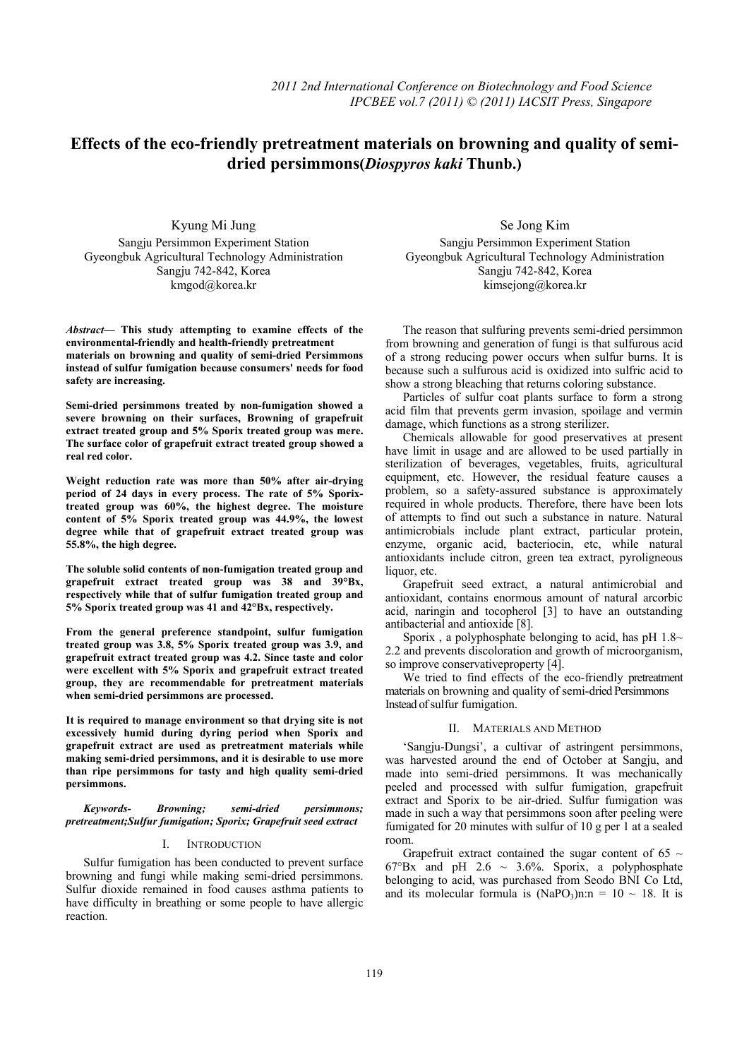# Effects of the eco-friendly pretreatment materials on browning and quality of semi-dried persimmons(*Diospyros kaki* Thunb.)

Kyung Mi Jung
Sangju Persimmon Experiment Station
Gyeongbuk Agricultural Technology Administration
Sangju 742-842, Korea
kmgod@korea.kr

Se Jong Kim
Sangju Persimmon Experiment Station
Gyeongbuk Agricultural Technology Administration
Sangju 742-842, Korea
kimsejong@korea.kr

***Abstract*— This study attempting to examine effects of the environmental-friendly and health-friendly pretreatment materials on browning and quality of semi-dried Persimmons instead of sulfur fumigation because consumers' needs for food safety are increasing.**

**Semi-dried persimmons treated by non-fumigation showed a severe browning on their surfaces, Browning of grapefruit extract treated group and 5% Sporix treated group was mere. The surface color of grapefruit extract treated group showed a real red color.**

**Weight reduction rate was more than 50% after air-drying period of 24 days in every process. The rate of 5% Sporix-treated group was 60%, the highest degree. The moisture content of 5% Sporix treated group was 44.9%, the lowest degree while that of grapefruit extract treated group was 55.8%, the high degree.**

**The soluble solid contents of non-fumigation treated group and grapefruit extract treated group was 38 and 39°Bx, respectively while that of sulfur fumigation treated group and 5% Sporix treated group was 41 and 42°Bx, respectively.**

**From the general preference standpoint, sulfur fumigation treated group was 3.8, 5% Sporix treated group was 3.9, and grapefruit extract treated group was 4.2. Since taste and color were excellent with 5% Sporix and grapefruit extract treated group, they are recommendable for pretreatment materials when semi-dried persimmons are processed.**

**It is required to manage environment so that drying site is not excessively humid during dyring period when Sporix and grapefruit extract are used as pretreatment materials while making semi-dried persimmons, and it is desirable to use more than ripe persimmons for tasty and high quality semi-dried persimmons.**

***Keywords-* *Browning; semi-dried persimmons; pretreatment;Sulfur fumigation; Sporix; Grapefruit seed extract***

## I. Introduction

Sulfur fumigation has been conducted to prevent surface browning and fungi while making semi-dried persimmons. Sulfur dioxide remained in food causes asthma patients to have difficulty in breathing or some people to have allergic reaction.

The reason that sulfuring prevents semi-dried persimmon from browning and generation of fungi is that sulfurous acid of a strong reducing power occurs when sulfur burns. It is because such a sulfurous acid is oxidized into sulfric acid to show a strong bleaching that returns coloring substance.

Particles of sulfur coat plants surface to form a strong acid film that prevents germ invasion, spoilage and vermin damage, which functions as a strong sterilizer.

Chemicals allowable for good preservatives at present have limit in usage and are allowed to be used partially in sterilization of beverages, vegetables, fruits, agricultural equipment, etc. However, the residual feature causes a problem, so a safety-assured substance is approximately required in whole products. Therefore, there have been lots of attempts to find out such a substance in nature. Natural antimicrobials include plant extract, particular protein, enzyme, organic acid, bacteriocin, etc, while natural antioxidants include citron, green tea extract, pyroligneous liquor, etc.

Grapefruit seed extract, a natural antimicrobial and antioxidant, contains enormous amount of natural arcorbic acid, naringin and tocopherol [3] to have an outstanding antibacterial and antioxide [8].

Sporix , a polyphosphate belonging to acid, has pH 1.8~ 2.2 and prevents discoloration and growth of microorganism, so improve conservativeproperty [4].

We tried to find effects of the eco-friendly pretreatment materials on browning and quality of semi-dried Persimmons Instead of sulfur fumigation.

## II. Materials and Method

'Sangju-Dungsi', a cultivar of astringent persimmons, was harvested around the end of October at Sangju, and made into semi-dried persimmons. It was mechanically peeled and processed with sulfur fumigation, grapefruit extract and Sporix to be air-dried. Sulfur fumigation was made in such a way that persimmons soon after peeling were fumigated for 20 minutes with sulfur of 10 g per 1 at a sealed room.

Grapefruit extract contained the sugar content of 65 ~ 67°Bx and pH 2.6 ~ 3.6%. Sporix, a polyphosphate belonging to acid, was purchased from Seodo BNI Co Ltd, and its molecular formula is $(NaPO_3)n$:n = 10 ~ 18. It is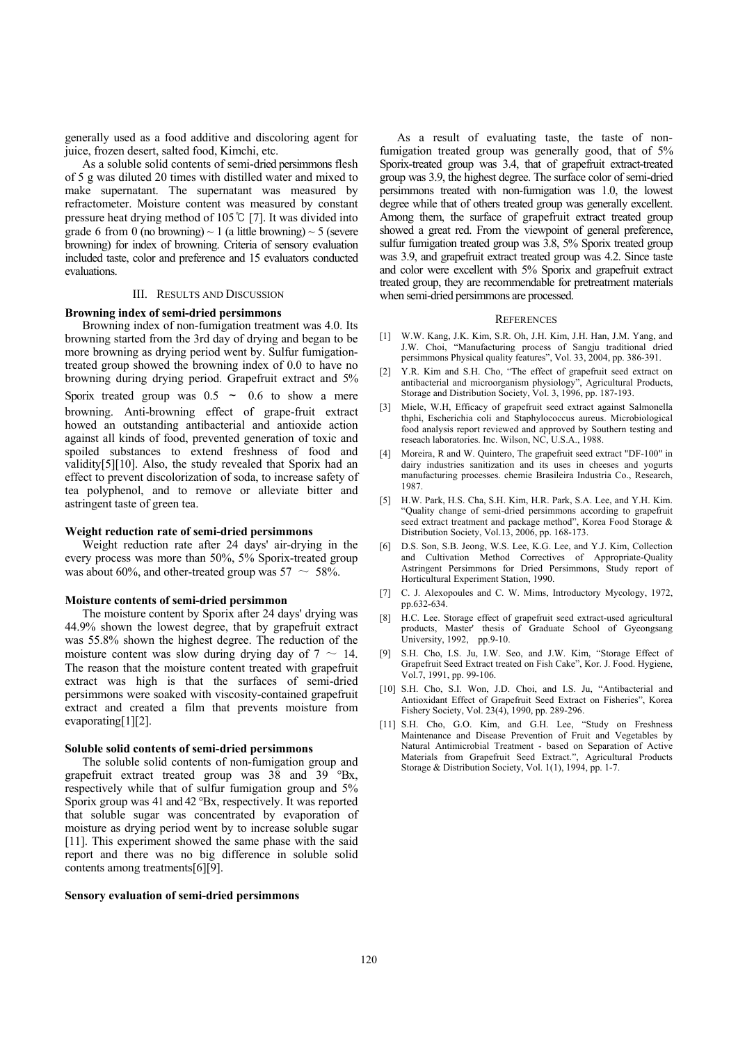generally used as a food additive and discoloring agent for juice, frozen desert, salted food, Kimchi, etc.

As a soluble solid contents of semi-dried persimmons flesh of 5 g was diluted 20 times with distilled water and mixed to make supernatant. The supernatant was measured by refractometer. Moisture content was measured by constant pressure heat drying method of 105℃ [7]. It was divided into grade 6 from 0 (no browning) ~ 1 (a little browning) ~ 5 (severe browning) for index of browning. Criteria of sensory evaluation included taste, color and preference and 15 evaluators conducted evaluations.

## III. Results and Discussion

**Browning index of semi-dried persimmons**

Browning index of non-fumigation treatment was 4.0. Its browning started from the 3rd day of drying and began to be more browning as drying period went by. Sulfur fumigation-treated group showed the browning index of 0.0 to have no browning during drying period. Grapefruit extract and 5% Sporix treated group was 0.5 ~ 0.6 to show a mere browning. Anti-browning effect of grape-fruit extract howed an outstanding antibacterial and antioxide action against all kinds of food, prevented generation of toxic and spoiled substances to extend freshness of food and validity[5][10]. Also, the study revealed that Sporix had an effect to prevent discolorization of soda, to increase safety of tea polyphenol, and to remove or alleviate bitter and astringent taste of green tea.

**Weight reduction rate of semi-dried persimmons**

Weight reduction rate after 24 days' air-drying in the every process was more than 50%, 5% Sporix-treated group was about 60%, and other-treated group was 57 ~ 58%.

**Moisture contents of semi-dried persimmon**

The moisture content by Sporix after 24 days' drying was 44.9% shown the lowest degree, that by grapefruit extract was 55.8% shown the highest degree. The reduction of the moisture content was slow during drying day of 7 ~ 14. The reason that the moisture content treated with grapefruit extract was high is that the surfaces of semi-dried persimmons were soaked with viscosity-contained grapefruit extract and created a film that prevents moisture from evaporating[1][2].

**Soluble solid contents of semi-dried persimmons**

The soluble solid contents of non-fumigation group and grapefruit extract treated group was 38 and 39 °Bx, respectively while that of sulfur fumigation group and 5% Sporix group was 41 and 42 °Bx, respectively. It was reported that soluble sugar was concentrated by evaporation of moisture as drying period went by to increase soluble sugar [11]. This experiment showed the same phase with the said report and there was no big difference in soluble solid contents among treatments[6][9].

**Sensory evaluation of semi-dried persimmons**

As a result of evaluating taste, the taste of non-fumigation treated group was generally good, that of 5% Sporix-treated group was 3.4, that of grapefruit extract-treated group was 3.9, the highest degree. The surface color of semi-dried persimmons treated with non-fumigation was 1.0, the lowest degree while that of others treated group was generally excellent. Among them, the surface of grapefruit extract treated group showed a great red. From the viewpoint of general preference, sulfur fumigation treated group was 3.8, 5% Sporix treated group was 3.9, and grapefruit extract treated group was 4.2. Since taste and color were excellent with 5% Sporix and grapefruit extract treated group, they are recommendable for pretreatment materials when semi-dried persimmons are processed.

## References

[1] W.W. Kang, J.K. Kim, S.R. Oh, J.H. Kim, J.H. Han, J.M. Yang, and J.W. Choi, "Manufacturing process of Sangju traditional dried persimmons Physical quality features", Vol. 33, 2004, pp. 386-391.

[2] Y.R. Kim and S.H. Cho, "The effect of grapefruit seed extract on antibacterial and microorganism physiology", Agricultural Products, Storage and Distribution Society, Vol. 3, 1996, pp. 187-193.

[3] Miele, W.H, Efficacy of grapefruit seed extract against Salmonella thphi, Escherichia coli and Staphylococcus aureus. Microbiological food analysis report reviewed and approved by Southern testing and reseach laboratories. Inc. Wilson, NC, U.S.A., 1988.

[4] Moreira, R and W. Quintero, The grapefruit seed extract "DF-100" in dairy industries sanitization and its uses in cheeses and yogurts manufacturing processes. chemie Brasileira Industria Co., Research, 1987.

[5] H.W. Park, H.S. Cha, S.H. Kim, H.R. Park, S.A. Lee, and Y.H. Kim. "Quality change of semi-dried persimmons according to grapefruit seed extract treatment and package method", Korea Food Storage & Distribution Society, Vol.13, 2006, pp. 168-173.

[6] D.S. Son, S.B. Jeong, W.S. Lee, K.G. Lee, and Y.J. Kim, Collection and Cultivation Method Correctives of Appropriate-Quality Astringent Persimmons for Dried Persimmons, Study report of Horticultural Experiment Station, 1990.

[7] C. J. Alexopoules and C. W. Mims, Introductory Mycology, 1972, pp.632-634.

[8] H.C. Lee. Storage effect of grapefruit seed extract-used agricultural products, Master' thesis of Graduate School of Gyeongsang University, 1992, pp.9-10.

[9] S.H. Cho, I.S. Ju, I.W. Seo, and J.W. Kim, "Storage Effect of Grapefruit Seed Extract treated on Fish Cake", Kor. J. Food. Hygiene, Vol.7, 1991, pp. 99-106.

[10] S.H. Cho, S.I. Won, J.D. Choi, and I.S. Ju, "Antibacterial and Antioxidant Effect of Grapefruit Seed Extract on Fisheries", Korea Fishery Society, Vol. 23(4), 1990, pp. 289-296.

[11] S.H. Cho, G.O. Kim, and G.H. Lee, "Study on Freshness Maintenance and Disease Prevention of Fruit and Vegetables by Natural Antimicrobial Treatment - based on Separation of Active Materials from Grapefruit Seed Extract.", Agricultural Products Storage & Distribution Society, Vol. 1(1), 1994, pp. 1-7.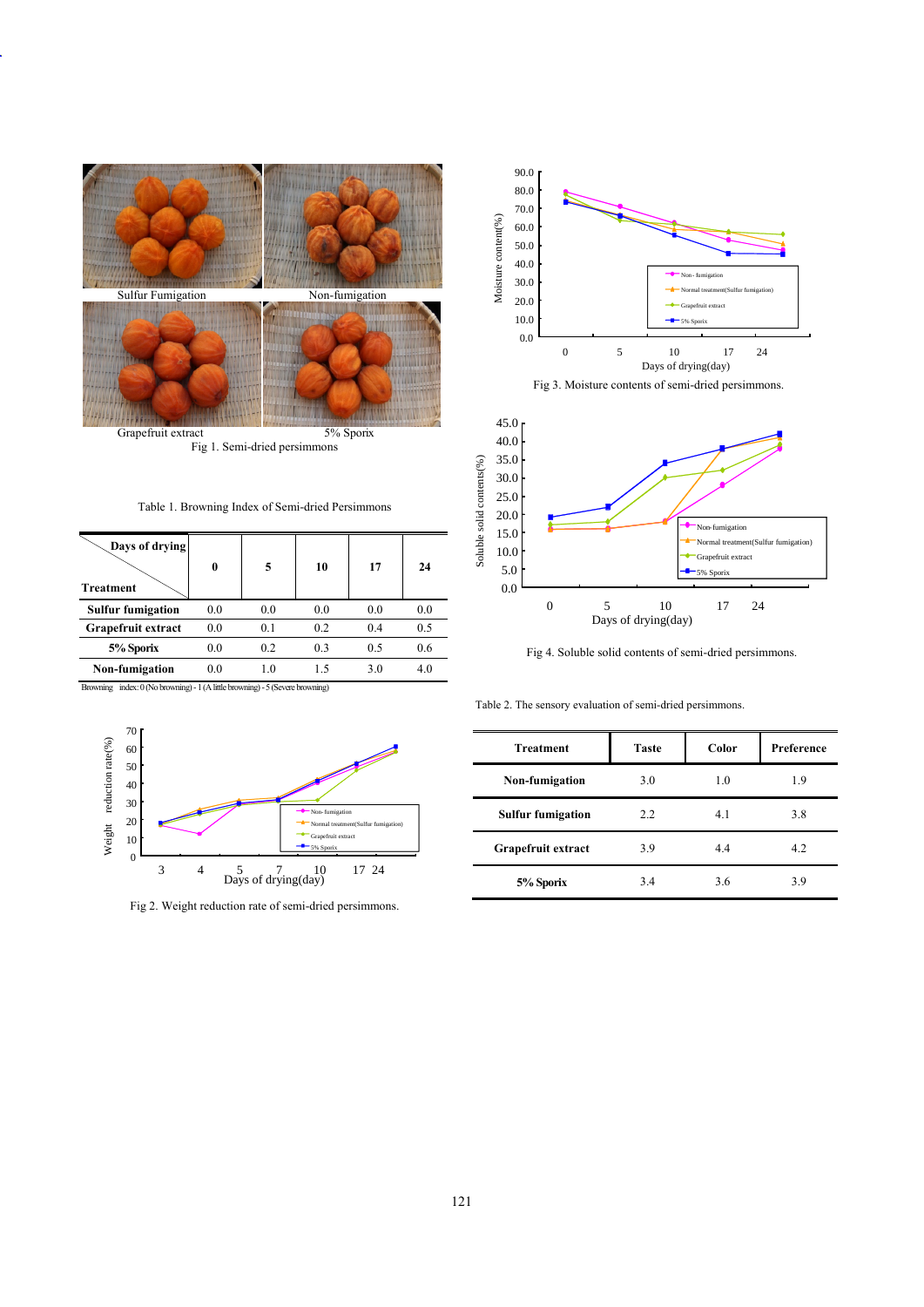Sulfur Fumigation

Non-fumigation

Grapefruit extract

5% Sporix

Fig 1. Semi-dried persimmons

Table 1. Browning Index of Semi-dried Persimmons

| Treatment \ Days of drying | 0 | 5 | 10 | 17 | 24 |
|---|---|---|---|---|---|
| Sulfur fumigation | 0.0 | 0.0 | 0.0 | 0.0 | 0.0 |
| Grapefruit extract | 0.0 | 0.1 | 0.2 | 0.4 | 0.5 |
| 5% Sporix | 0.0 | 0.2 | 0.3 | 0.5 | 0.6 |
| Non-fumigation | 0.0 | 1.0 | 1.5 | 3.0 | 4.0 |

Browning index: 0 (No browning) - 1 (A little browning) - 5 (Severe browning)

Weight reduction rate(%)

70
60
50
40
30
20
10
0

3 4 5 7 10 17 24

Days of drying(day)

Non- fumigation
Normal treatment(Sulfur fumigation)
Grapefruit extract
5% Sporix

Fig 2. Weight reduction rate of semi-dried persimmons.

Moisture content(%)

90.0
80.0
70.0
60.0
50.0
40.0
30.0
20.0
10.0
0.0

0 5 10 17 24

Days of drying(day)

Non - fumigation
Normal treatment(Sulfur fumigation)
Grapefruit extract
5% Sporix

Fig 3. Moisture contents of semi-dried persimmons.

Soluble solid contents(%)

45.0
40.0
35.0
30.0
25.0
20.0
15.0
10.0
5.0
0.0

0 5 10 17 24

Days of drying(day)

Non-fumigation
Normal treatment(Sulfur fumigation)
Grapefruit extract
5% Sporix

Fig 4. Soluble solid contents of semi-dried persimmons.

Table 2. The sensory evaluation of semi-dried persimmons.

| Treatment | Taste | Color | Preference |
|---|---|---|---|
| Non-fumigation | 3.0 | 1.0 | 1.9 |
| Sulfur fumigation | 2.2 | 4.1 | 3.8 |
| Grapefruit extract | 3.9 | 4.4 | 4.2 |
| 5% Sporix | 3.4 | 3.6 | 3.9 |